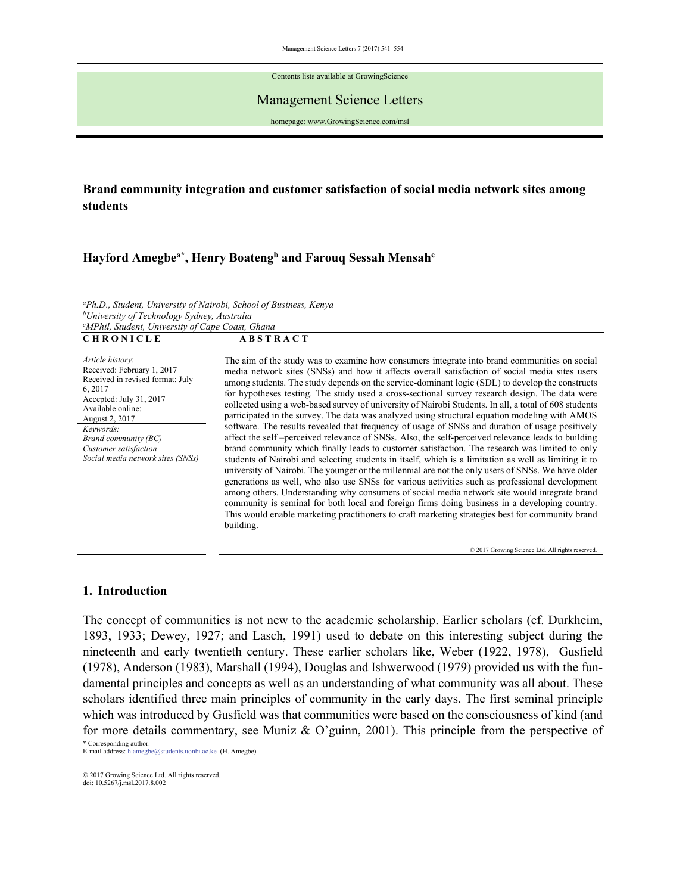Contents lists available at GrowingScience

Management Science Letters

homepage: www.GrowingScience.com/msl

# Brand community integration and customer satisfaction of social media network sites among students

**Hayford Amegbe[a*], Henry Boateng[b] and Farouq Sessah Mensah[c]**

*[a]Ph.D., Student, University of Nairobi, School of Business, Kenya*
*[b]University of Technology Sydney, Australia*
*[c]MPhil, Student, University of Cape Coast, Ghana*

**C H R O N I C L E**

*Article history*:
Received: February 1, 2017
Received in revised format: July 6, 2017
Accepted: July 31, 2017
Available online:
August 2, 2017

*Keywords:*
*Brand community (BC)*
*Customer satisfaction*
*Social media network sites (SNSs)*

**A B S T R A C T**

The aim of the study was to examine how consumers integrate into brand communities on social media network sites (SNSs) and how it affects overall satisfaction of social media sites users among students. The study depends on the service-dominant logic (SDL) to develop the constructs for hypotheses testing. The study used a cross-sectional survey research design. The data were collected using a web-based survey of university of Nairobi Students. In all, a total of 608 students participated in the survey. The data was analyzed using structural equation modeling with AMOS software. The results revealed that frequency of usage of SNSs and duration of usage positively affect the self –perceived relevance of SNSs. Also, the self-perceived relevance leads to building brand community which finally leads to customer satisfaction. The research was limited to only students of Nairobi and selecting students in itself, which is a limitation as well as limiting it to university of Nairobi. The younger or the millennial are not the only users of SNSs. We have older generations as well, who also use SNSs for various activities such as professional development among others. Understanding why consumers of social media network site would integrate brand community is seminal for both local and foreign firms doing business in a developing country. This would enable marketing practitioners to craft marketing strategies best for community brand building.

© 2017 Growing Science Ltd. All rights reserved.

## 1. Introduction

The concept of communities is not new to the academic scholarship. Earlier scholars (cf. Durkheim, 1893, 1933; Dewey, 1927; and Lasch, 1991) used to debate on this interesting subject during the nineteenth and early twentieth century. These earlier scholars like, Weber (1922, 1978), Gusfield (1978), Anderson (1983), Marshall (1994), Douglas and Ishwerwood (1979) provided us with the fundamental principles and concepts as well as an understanding of what community was all about. These scholars identified three main principles of community in the early days. The first seminal principle which was introduced by Gusfield was that communities were based on the consciousness of kind (and for more details commentary, see Muniz & O'guinn, 2001). This principle from the perspective of

\* Corresponding author.
E-mail address: h.amegbe@students.uonbi.ac.ke (H. Amegbe)

© 2017 Growing Science Ltd. All rights reserved.
doi: 10.5267/j.msl.2017.8.002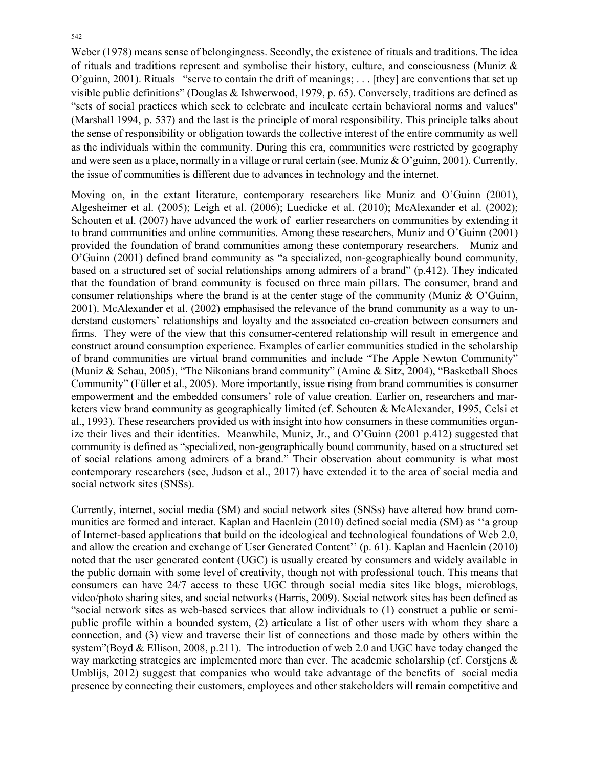Weber (1978) means sense of belongingness. Secondly, the existence of rituals and traditions. The idea of rituals and traditions represent and symbolise their history, culture, and consciousness (Muniz & O'guinn, 2001). Rituals "serve to contain the drift of meanings; . . . [they] are conventions that set up visible public definitions" (Douglas & Ishwerwood, 1979, p. 65). Conversely, traditions are defined as "sets of social practices which seek to celebrate and inculcate certain behavioral norms and values" (Marshall 1994, p. 537) and the last is the principle of moral responsibility. This principle talks about the sense of responsibility or obligation towards the collective interest of the entire community as well as the individuals within the community. During this era, communities were restricted by geography and were seen as a place, normally in a village or rural certain (see, Muniz & O'guinn, 2001). Currently, the issue of communities is different due to advances in technology and the internet.

Moving on, in the extant literature, contemporary researchers like Muniz and O'Guinn (2001), Algesheimer et al. (2005); Leigh et al. (2006); Luedicke et al. (2010); McAlexander et al. (2002); Schouten et al. (2007) have advanced the work of earlier researchers on communities by extending it to brand communities and online communities. Among these researchers, Muniz and O'Guinn (2001) provided the foundation of brand communities among these contemporary researchers. Muniz and O'Guinn (2001) defined brand community as "a specialized, non-geographically bound community, based on a structured set of social relationships among admirers of a brand" (p.412). They indicated that the foundation of brand community is focused on three main pillars. The consumer, brand and consumer relationships where the brand is at the center stage of the community (Muniz & O'Guinn, 2001). McAlexander et al. (2002) emphasised the relevance of the brand community as a way to understand customers' relationships and loyalty and the associated co-creation between consumers and firms. They were of the view that this consumer-centered relationship will result in emergence and construct around consumption experience. Examples of earlier communities studied in the scholarship of brand communities are virtual brand communities and include "The Apple Newton Community" (Muniz & Schau, 2005), "The Nikonians brand community" (Amine & Sitz, 2004), "Basketball Shoes Community" (Füller et al., 2005). More importantly, issue rising from brand communities is consumer empowerment and the embedded consumers' role of value creation. Earlier on, researchers and marketers view brand community as geographically limited (cf. Schouten & McAlexander, 1995, Celsi et al., 1993). These researchers provided us with insight into how consumers in these communities organize their lives and their identities. Meanwhile, Muniz, Jr., and O'Guinn (2001 p.412) suggested that community is defined as "specialized, non-geographically bound community, based on a structured set of social relations among admirers of a brand." Their observation about community is what most contemporary researchers (see, Judson et al., 2017) have extended it to the area of social media and social network sites (SNSs).

Currently, internet, social media (SM) and social network sites (SNSs) have altered how brand communities are formed and interact. Kaplan and Haenlein (2010) defined social media (SM) as ''a group of Internet-based applications that build on the ideological and technological foundations of Web 2.0, and allow the creation and exchange of User Generated Content'' (p. 61). Kaplan and Haenlein (2010) noted that the user generated content (UGC) is usually created by consumers and widely available in the public domain with some level of creativity, though not with professional touch. This means that consumers can have 24/7 access to these UGC through social media sites like blogs, microblogs, video/photo sharing sites, and social networks (Harris, 2009). Social network sites has been defined as "social network sites as web-based services that allow individuals to (1) construct a public or semi-public profile within a bounded system, (2) articulate a list of other users with whom they share a connection, and (3) view and traverse their list of connections and those made by others within the system"(Boyd & Ellison, 2008, p.211). The introduction of web 2.0 and UGC have today changed the way marketing strategies are implemented more than ever. The academic scholarship (cf. Corstjens & Umblijs, 2012) suggest that companies who would take advantage of the benefits of social media presence by connecting their customers, employees and other stakeholders will remain competitive and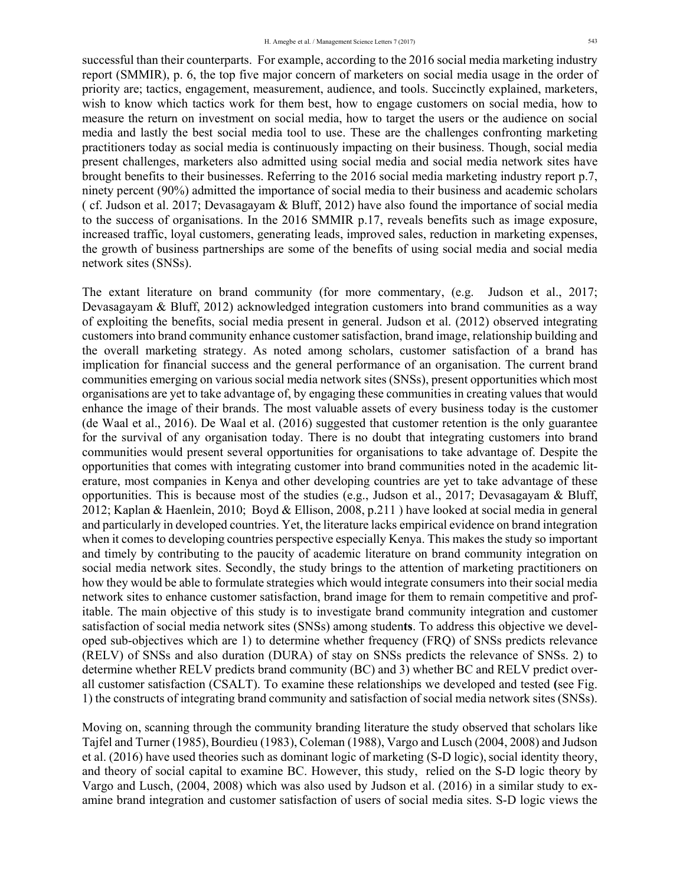successful than their counterparts. For example, according to the 2016 social media marketing industry report (SMMIR), p. 6, the top five major concern of marketers on social media usage in the order of priority are; tactics, engagement, measurement, audience, and tools. Succinctly explained, marketers, wish to know which tactics work for them best, how to engage customers on social media, how to measure the return on investment on social media, how to target the users or the audience on social media and lastly the best social media tool to use. These are the challenges confronting marketing practitioners today as social media is continuously impacting on their business. Though, social media present challenges, marketers also admitted using social media and social media network sites have brought benefits to their businesses. Referring to the 2016 social media marketing industry report p.7, ninety percent (90%) admitted the importance of social media to their business and academic scholars ( cf. Judson et al. 2017; Devasagayam & Bluff, 2012) have also found the importance of social media to the success of organisations. In the 2016 SMMIR p.17, reveals benefits such as image exposure, increased traffic, loyal customers, generating leads, improved sales, reduction in marketing expenses, the growth of business partnerships are some of the benefits of using social media and social media network sites (SNSs).

The extant literature on brand community (for more commentary, (e.g. Judson et al., 2017; Devasagayam & Bluff, 2012) acknowledged integration customers into brand communities as a way of exploiting the benefits, social media present in general. Judson et al. (2012) observed integrating customers into brand community enhance customer satisfaction, brand image, relationship building and the overall marketing strategy. As noted among scholars, customer satisfaction of a brand has implication for financial success and the general performance of an organisation. The current brand communities emerging on various social media network sites (SNSs), present opportunities which most organisations are yet to take advantage of, by engaging these communities in creating values that would enhance the image of their brands. The most valuable assets of every business today is the customer (de Waal et al., 2016). De Waal et al. (2016) suggested that customer retention is the only guarantee for the survival of any organisation today. There is no doubt that integrating customers into brand communities would present several opportunities for organisations to take advantage of. Despite the opportunities that comes with integrating customer into brand communities noted in the academic literature, most companies in Kenya and other developing countries are yet to take advantage of these opportunities. This is because most of the studies (e.g., Judson et al., 2017; Devasagayam & Bluff, 2012; Kaplan & Haenlein, 2010; Boyd & Ellison, 2008, p.211 ) have looked at social media in general and particularly in developed countries. Yet, the literature lacks empirical evidence on brand integration when it comes to developing countries perspective especially Kenya. This makes the study so important and timely by contributing to the paucity of academic literature on brand community integration on social media network sites. Secondly, the study brings to the attention of marketing practitioners on how they would be able to formulate strategies which would integrate consumers into their social media network sites to enhance customer satisfaction, brand image for them to remain competitive and profitable. The main objective of this study is to investigate brand community integration and customer satisfaction of social media network sites (SNSs) among studen**ts**. To address this objective we developed sub-objectives which are 1) to determine whether frequency (FRQ) of SNSs predicts relevance (RELV) of SNSs and also duration (DURA) of stay on SNSs predicts the relevance of SNSs. 2) to determine whether RELV predicts brand community (BC) and 3) whether BC and RELV predict overall customer satisfaction (CSALT). To examine these relationships we developed and tested **(**see Fig. 1) the constructs of integrating brand community and satisfaction of social media network sites (SNSs).

Moving on, scanning through the community branding literature the study observed that scholars like Tajfel and Turner (1985), Bourdieu (1983), Coleman (1988), Vargo and Lusch (2004, 2008) and Judson et al. (2016) have used theories such as dominant logic of marketing (S-D logic), social identity theory, and theory of social capital to examine BC. However, this study, relied on the S-D logic theory by Vargo and Lusch, (2004, 2008) which was also used by Judson et al. (2016) in a similar study to examine brand integration and customer satisfaction of users of social media sites. S-D logic views the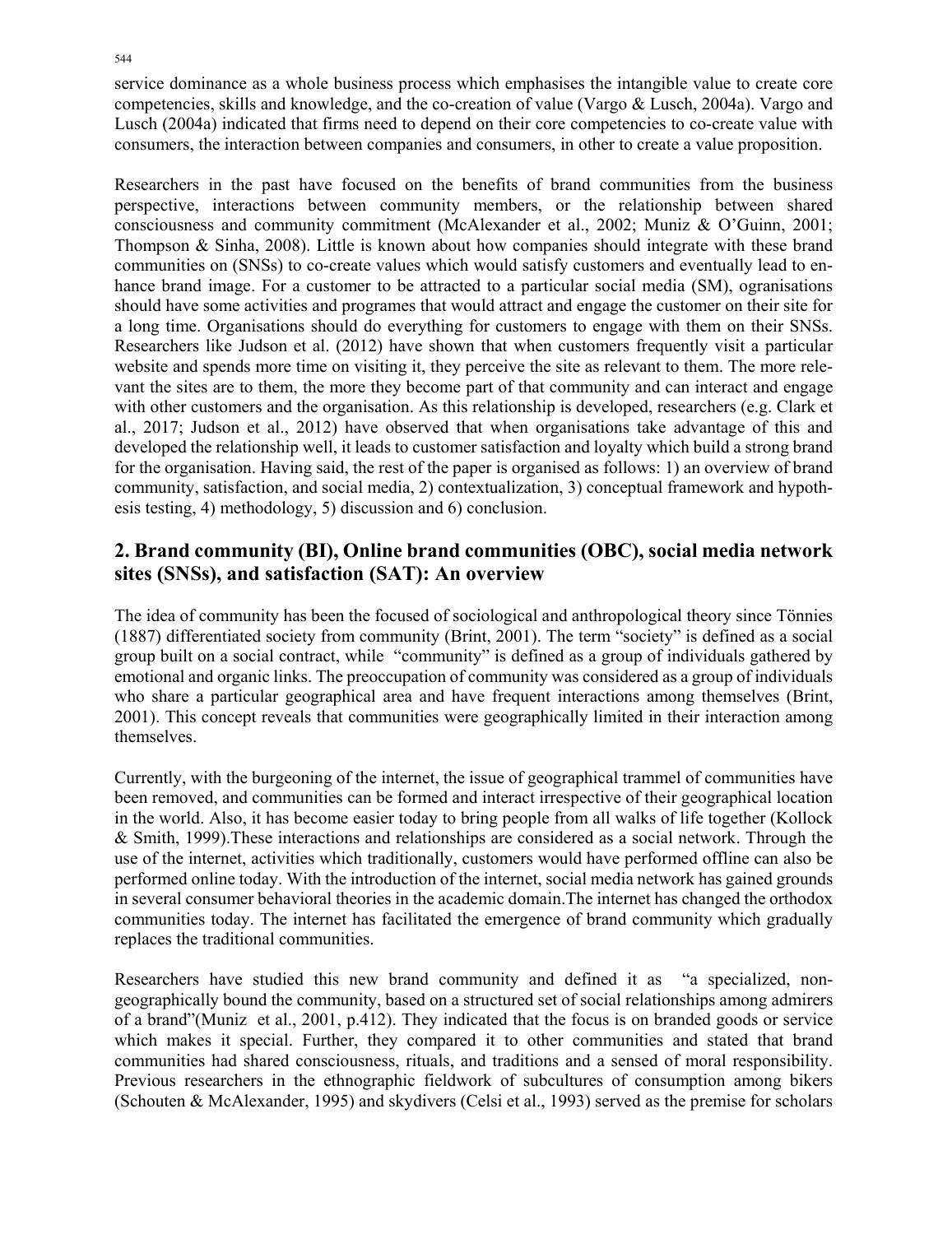service dominance as a whole business process which emphasises the intangible value to create core competencies, skills and knowledge, and the co-creation of value (Vargo & Lusch, 2004a). Vargo and Lusch (2004a) indicated that firms need to depend on their core competencies to co-create value with consumers, the interaction between companies and consumers, in other to create a value proposition.

Researchers in the past have focused on the benefits of brand communities from the business perspective, interactions between community members, or the relationship between shared consciousness and community commitment (McAlexander et al., 2002; Muniz & O'Guinn, 2001; Thompson & Sinha, 2008). Little is known about how companies should integrate with these brand communities on (SNSs) to co-create values which would satisfy customers and eventually lead to enhance brand image. For a customer to be attracted to a particular social media (SM), ogranisations should have some activities and programes that would attract and engage the customer on their site for a long time. Organisations should do everything for customers to engage with them on their SNSs. Researchers like Judson et al. (2012) have shown that when customers frequently visit a particular website and spends more time on visiting it, they perceive the site as relevant to them. The more relevant the sites are to them, the more they become part of that community and can interact and engage with other customers and the organisation. As this relationship is developed, researchers (e.g. Clark et al., 2017; Judson et al., 2012) have observed that when organisations take advantage of this and developed the relationship well, it leads to customer satisfaction and loyalty which build a strong brand for the organisation. Having said, the rest of the paper is organised as follows: 1) an overview of brand community, satisfaction, and social media, 2) contextualization, 3) conceptual framework and hypothesis testing, 4) methodology, 5) discussion and 6) conclusion.

## 2. Brand community (BI), Online brand communities (OBC), social media network sites (SNSs), and satisfaction (SAT): An overview

The idea of community has been the focused of sociological and anthropological theory since Tönnies (1887) differentiated society from community (Brint, 2001). The term "society" is defined as a social group built on a social contract, while "community" is defined as a group of individuals gathered by emotional and organic links. The preoccupation of community was considered as a group of individuals who share a particular geographical area and have frequent interactions among themselves (Brint, 2001). This concept reveals that communities were geographically limited in their interaction among themselves.

Currently, with the burgeoning of the internet, the issue of geographical trammel of communities have been removed, and communities can be formed and interact irrespective of their geographical location in the world. Also, it has become easier today to bring people from all walks of life together (Kollock & Smith, 1999).These interactions and relationships are considered as a social network. Through the use of the internet, activities which traditionally, customers would have performed offline can also be performed online today. With the introduction of the internet, social media network has gained grounds in several consumer behavioral theories in the academic domain.The internet has changed the orthodox communities today. The internet has facilitated the emergence of brand community which gradually replaces the traditional communities.

Researchers have studied this new brand community and defined it as "a specialized, non-geographically bound the community, based on a structured set of social relationships among admirers of a brand"(Muniz et al., 2001, p.412). They indicated that the focus is on branded goods or service which makes it special. Further, they compared it to other communities and stated that brand communities had shared consciousness, rituals, and traditions and a sensed of moral responsibility. Previous researchers in the ethnographic fieldwork of subcultures of consumption among bikers (Schouten & McAlexander, 1995) and skydivers (Celsi et al., 1993) served as the premise for scholars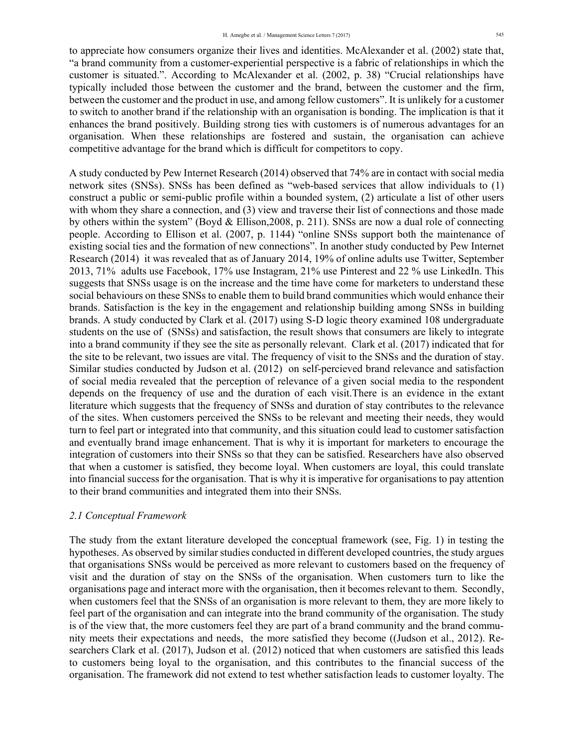to appreciate how consumers organize their lives and identities. McAlexander et al. (2002) state that, "a brand community from a customer-experiential perspective is a fabric of relationships in which the customer is situated.". According to McAlexander et al. (2002, p. 38) "Crucial relationships have typically included those between the customer and the brand, between the customer and the firm, between the customer and the product in use, and among fellow customers". It is unlikely for a customer to switch to another brand if the relationship with an organisation is bonding. The implication is that it enhances the brand positively. Building strong ties with customers is of numerous advantages for an organisation. When these relationships are fostered and sustain, the organisation can achieve competitive advantage for the brand which is difficult for competitors to copy.

A study conducted by Pew Internet Research (2014) observed that 74% are in contact with social media network sites (SNSs). SNSs has been defined as "web-based services that allow individuals to (1) construct a public or semi-public profile within a bounded system, (2) articulate a list of other users with whom they share a connection, and (3) view and traverse their list of connections and those made by others within the system" (Boyd & Ellison,2008, p. 211). SNSs are now a dual role of connecting people. According to Ellison et al. (2007, p. 1144) "online SNSs support both the maintenance of existing social ties and the formation of new connections". In another study conducted by Pew Internet Research (2014) it was revealed that as of January 2014, 19% of online adults use Twitter, September 2013, 71% adults use Facebook, 17% use Instagram, 21% use Pinterest and 22 % use LinkedIn. This suggests that SNSs usage is on the increase and the time have come for marketers to understand these social behaviours on these SNSs to enable them to build brand communities which would enhance their brands. Satisfaction is the key in the engagement and relationship building among SNSs in building brands. A study conducted by Clark et al. (2017) using S-D logic theory examined 108 undergraduate students on the use of (SNSs) and satisfaction, the result shows that consumers are likely to integrate into a brand community if they see the site as personally relevant. Clark et al. (2017) indicated that for the site to be relevant, two issues are vital. The frequency of visit to the SNSs and the duration of stay. Similar studies conducted by Judson et al. (2012) on self-percieved brand relevance and satisfaction of social media revealed that the perception of relevance of a given social media to the respondent depends on the frequency of use and the duration of each visit.There is an evidence in the extant literature which suggests that the frequency of SNSs and duration of stay contributes to the relevance of the sites. When customers perceived the SNSs to be relevant and meeting their needs, they would turn to feel part or integrated into that community, and this situation could lead to customer satisfaction and eventually brand image enhancement. That is why it is important for marketers to encourage the integration of customers into their SNSs so that they can be satisfied. Researchers have also observed that when a customer is satisfied, they become loyal. When customers are loyal, this could translate into financial success for the organisation. That is why it is imperative for organisations to pay attention to their brand communities and integrated them into their SNSs.

*2.1 Conceptual Framework*

The study from the extant literature developed the conceptual framework (see, Fig. 1) in testing the hypotheses. As observed by similar studies conducted in different developed countries, the study argues that organisations SNSs would be perceived as more relevant to customers based on the frequency of visit and the duration of stay on the SNSs of the organisation. When customers turn to like the organisations page and interact more with the organisation, then it becomes relevant to them. Secondly, when customers feel that the SNSs of an organisation is more relevant to them, they are more likely to feel part of the organisation and can integrate into the brand community of the organisation. The study is of the view that, the more customers feel they are part of a brand community and the brand community meets their expectations and needs, the more satisfied they become ((Judson et al., 2012). Researchers Clark et al. (2017), Judson et al. (2012) noticed that when customers are satisfied this leads to customers being loyal to the organisation, and this contributes to the financial success of the organisation. The framework did not extend to test whether satisfaction leads to customer loyalty. The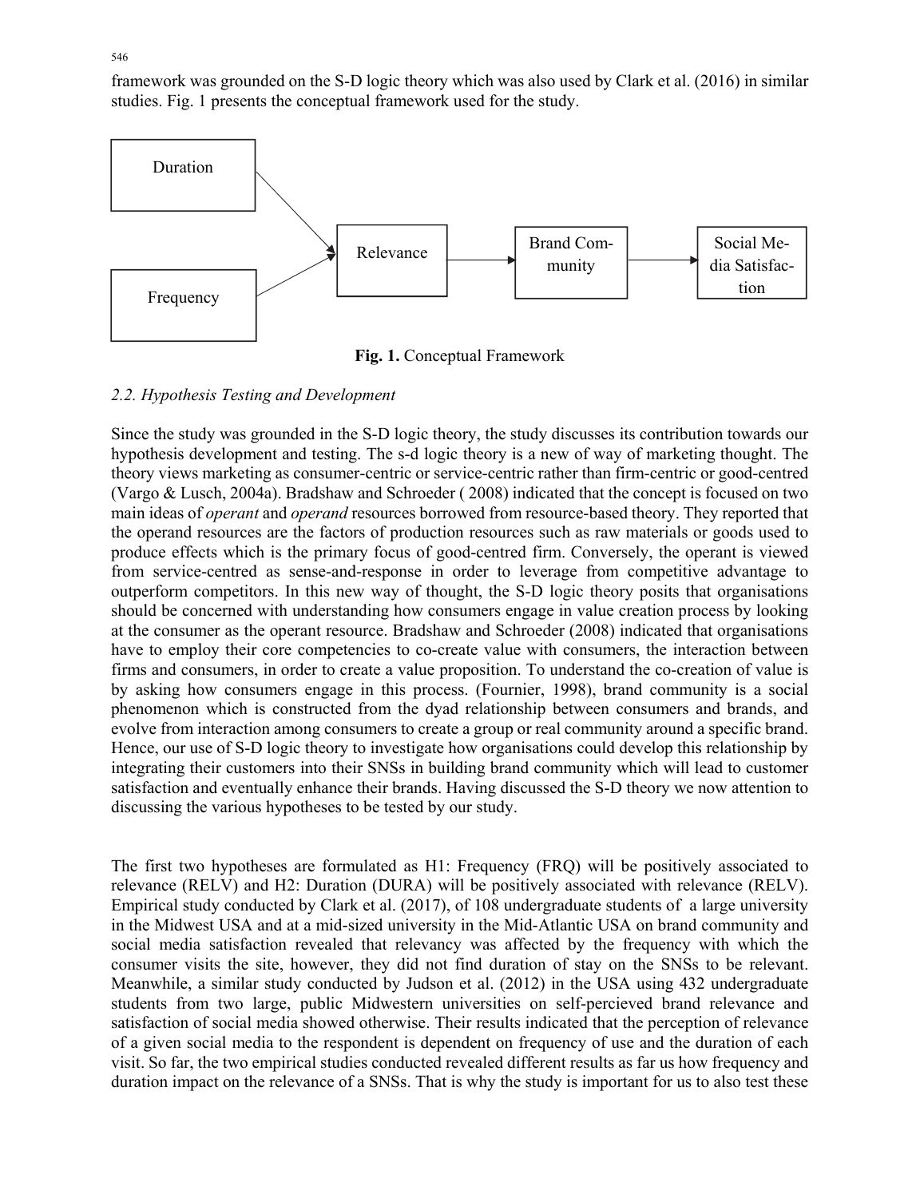framework was grounded on the S-D logic theory which was also used by Clark et al. (2016) in similar studies. Fig. 1 presents the conceptual framework used for the study.

Duration

Frequency

Relevance

Brand Community

Social Media Satisfaction

**Fig. 1.** Conceptual Framework

### *2.2. Hypothesis Testing and Development*

Since the study was grounded in the S-D logic theory, the study discusses its contribution towards our hypothesis development and testing. The s-d logic theory is a new of way of marketing thought. The theory views marketing as consumer-centric or service-centric rather than firm-centric or good-centred (Vargo & Lusch, 2004a). Bradshaw and Schroeder ( 2008) indicated that the concept is focused on two main ideas of *operant* and *operand* resources borrowed from resource-based theory. They reported that the operand resources are the factors of production resources such as raw materials or goods used to produce effects which is the primary focus of good-centred firm. Conversely, the operant is viewed from service-centred as sense-and-response in order to leverage from competitive advantage to outperform competitors. In this new way of thought, the S-D logic theory posits that organisations should be concerned with understanding how consumers engage in value creation process by looking at the consumer as the operant resource. Bradshaw and Schroeder (2008) indicated that organisations have to employ their core competencies to co-create value with consumers, the interaction between firms and consumers, in order to create a value proposition. To understand the co-creation of value is by asking how consumers engage in this process. (Fournier, 1998), brand community is a social phenomenon which is constructed from the dyad relationship between consumers and brands, and evolve from interaction among consumers to create a group or real community around a specific brand. Hence, our use of S-D logic theory to investigate how organisations could develop this relationship by integrating their customers into their SNSs in building brand community which will lead to customer satisfaction and eventually enhance their brands. Having discussed the S-D theory we now attention to discussing the various hypotheses to be tested by our study.

The first two hypotheses are formulated as H1: Frequency (FRQ) will be positively associated to relevance (RELV) and H2: Duration (DURA) will be positively associated with relevance (RELV). Empirical study conducted by Clark et al. (2017), of 108 undergraduate students of a large university in the Midwest USA and at a mid-sized university in the Mid-Atlantic USA on brand community and social media satisfaction revealed that relevancy was affected by the frequency with which the consumer visits the site, however, they did not find duration of stay on the SNSs to be relevant. Meanwhile, a similar study conducted by Judson et al. (2012) in the USA using 432 undergraduate students from two large, public Midwestern universities on self-percieved brand relevance and satisfaction of social media showed otherwise. Their results indicated that the perception of relevance of a given social media to the respondent is dependent on frequency of use and the duration of each visit. So far, the two empirical studies conducted revealed different results as far us how frequency and duration impact on the relevance of a SNSs. That is why the study is important for us to also test these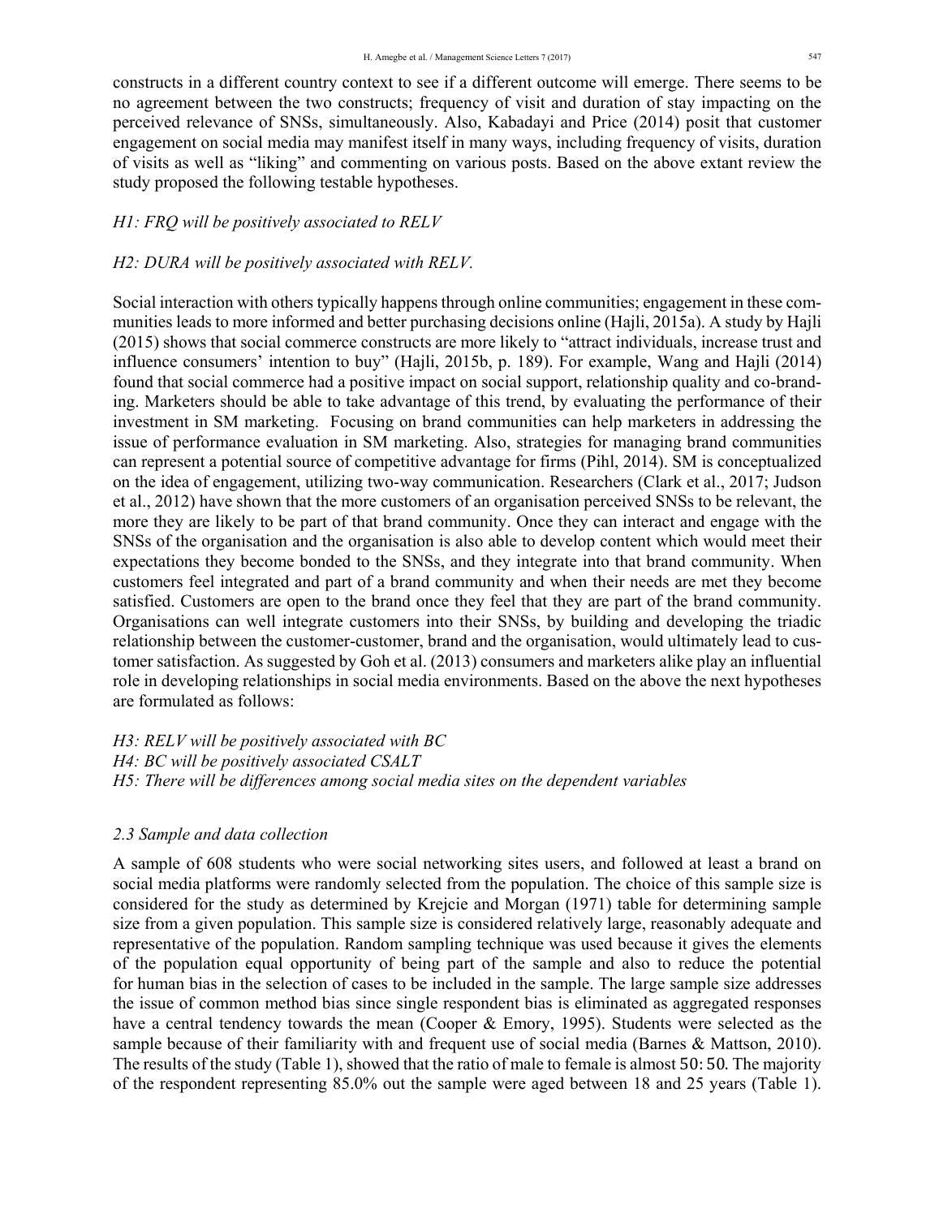constructs in a different country context to see if a different outcome will emerge. There seems to be no agreement between the two constructs; frequency of visit and duration of stay impacting on the perceived relevance of SNSs, simultaneously. Also, Kabadayi and Price (2014) posit that customer engagement on social media may manifest itself in many ways, including frequency of visits, duration of visits as well as "liking" and commenting on various posts. Based on the above extant review the study proposed the following testable hypotheses.

*H1: FRQ will be positively associated to RELV*

*H2: DURA will be positively associated with RELV.*

Social interaction with others typically happens through online communities; engagement in these communities leads to more informed and better purchasing decisions online (Hajli, 2015a). A study by Hajli (2015) shows that social commerce constructs are more likely to "attract individuals, increase trust and influence consumers' intention to buy" (Hajli, 2015b, p. 189). For example, Wang and Hajli (2014) found that social commerce had a positive impact on social support, relationship quality and co-branding. Marketers should be able to take advantage of this trend, by evaluating the performance of their investment in SM marketing. Focusing on brand communities can help marketers in addressing the issue of performance evaluation in SM marketing. Also, strategies for managing brand communities can represent a potential source of competitive advantage for firms (Pihl, 2014). SM is conceptualized on the idea of engagement, utilizing two-way communication. Researchers (Clark et al., 2017; Judson et al., 2012) have shown that the more customers of an organisation perceived SNSs to be relevant, the more they are likely to be part of that brand community. Once they can interact and engage with the SNSs of the organisation and the organisation is also able to develop content which would meet their expectations they become bonded to the SNSs, and they integrate into that brand community. When customers feel integrated and part of a brand community and when their needs are met they become satisfied. Customers are open to the brand once they feel that they are part of the brand community. Organisations can well integrate customers into their SNSs, by building and developing the triadic relationship between the customer-customer, brand and the organisation, would ultimately lead to customer satisfaction. As suggested by Goh et al. (2013) consumers and marketers alike play an influential role in developing relationships in social media environments. Based on the above the next hypotheses are formulated as follows:

*H3: RELV will be positively associated with BC*
*H4: BC will be positively associated CSALT*
*H5: There will be differences among social media sites on the dependent variables*

### *2.3 Sample and data collection*

A sample of 608 students who were social networking sites users, and followed at least a brand on social media platforms were randomly selected from the population. The choice of this sample size is considered for the study as determined by Krejcie and Morgan (1971) table for determining sample size from a given population. This sample size is considered relatively large, reasonably adequate and representative of the population. Random sampling technique was used because it gives the elements of the population equal opportunity of being part of the sample and also to reduce the potential for human bias in the selection of cases to be included in the sample. The large sample size addresses the issue of common method bias since single respondent bias is eliminated as aggregated responses have a central tendency towards the mean (Cooper & Emory, 1995). Students were selected as the sample because of their familiarity with and frequent use of social media (Barnes & Mattson, 2010). The results of the study (Table 1), showed that the ratio of male to female is almost 50:50. The majority of the respondent representing 85.0% out the sample were aged between 18 and 25 years (Table 1).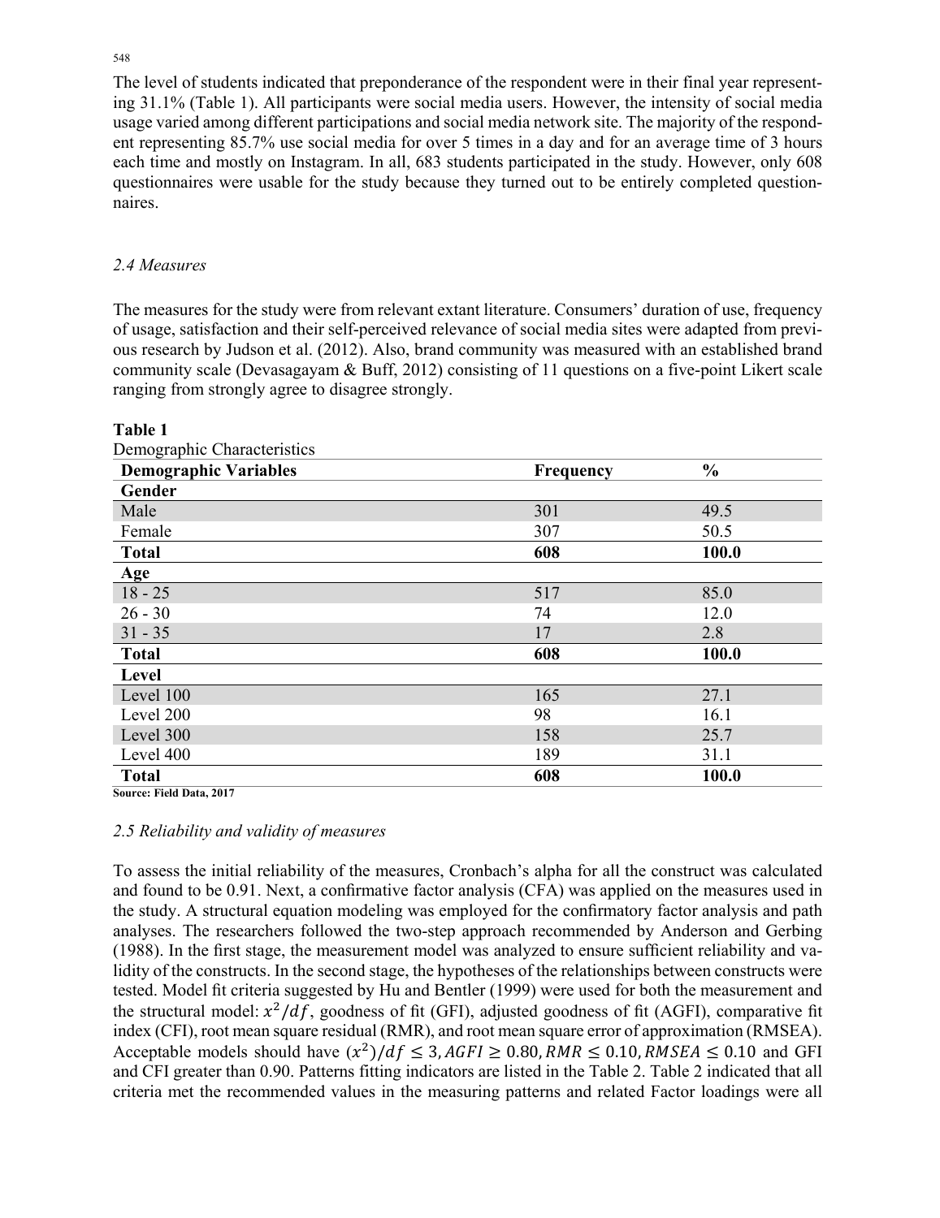The level of students indicated that preponderance of the respondent were in their final year representing 31.1% (Table 1). All participants were social media users. However, the intensity of social media usage varied among different participations and social media network site. The majority of the respondent representing 85.7% use social media for over 5 times in a day and for an average time of 3 hours each time and mostly on Instagram. In all, 683 students participated in the study. However, only 608 questionnaires were usable for the study because they turned out to be entirely completed questionnaires.

### *2.4 Measures*

The measures for the study were from relevant extant literature. Consumers' duration of use, frequency of usage, satisfaction and their self-perceived relevance of social media sites were adapted from previous research by Judson et al. (2012). Also, brand community was measured with an established brand community scale (Devasagayam & Buff, 2012) consisting of 11 questions on a five-point Likert scale ranging from strongly agree to disagree strongly.

**Table 1**
Demographic Characteristics

| **Demographic Variables** | **Frequency** | **%** |
|---|---|---|
| **Gender** | | |
| Male | 301 | 49.5 |
| Female | 307 | 50.5 |
| **Total** | **608** | **100.0** |
| **Age** | | |
| 18 - 25 | 517 | 85.0 |
| 26 - 30 | 74 | 12.0 |
| 31 - 35 | 17 | 2.8 |
| **Total** | **608** | **100.0** |
| **Level** | | |
| Level 100 | 165 | 27.1 |
| Level 200 | 98 | 16.1 |
| Level 300 | 158 | 25.7 |
| Level 400 | 189 | 31.1 |
| **Total** | **608** | **100.0** |

**Source: Field Data, 2017**

### *2.5 Reliability and validity of measures*

To assess the initial reliability of the measures, Cronbach's alpha for all the construct was calculated and found to be 0.91. Next, a confirmative factor analysis (CFA) was applied on the measures used in the study. A structural equation modeling was employed for the confirmatory factor analysis and path analyses. The researchers followed the two-step approach recommended by Anderson and Gerbing (1988). In the first stage, the measurement model was analyzed to ensure sufficient reliability and validity of the constructs. In the second stage, the hypotheses of the relationships between constructs were tested. Model fit criteria suggested by Hu and Bentler (1999) were used for both the measurement and the structural model: $x^2/df$, goodness of fit (GFI), adjusted goodness of fit (AGFI), comparative fit index (CFI), root mean square residual (RMR), and root mean square error of approximation (RMSEA). Acceptable models should have $(x^2)/df \leq 3, AGFI \geq 0.80, RMR \leq 0.10, RMSEA \leq 0.10$ and GFI and CFI greater than 0.90. Patterns fitting indicators are listed in the Table 2. Table 2 indicated that all criteria met the recommended values in the measuring patterns and related Factor loadings were all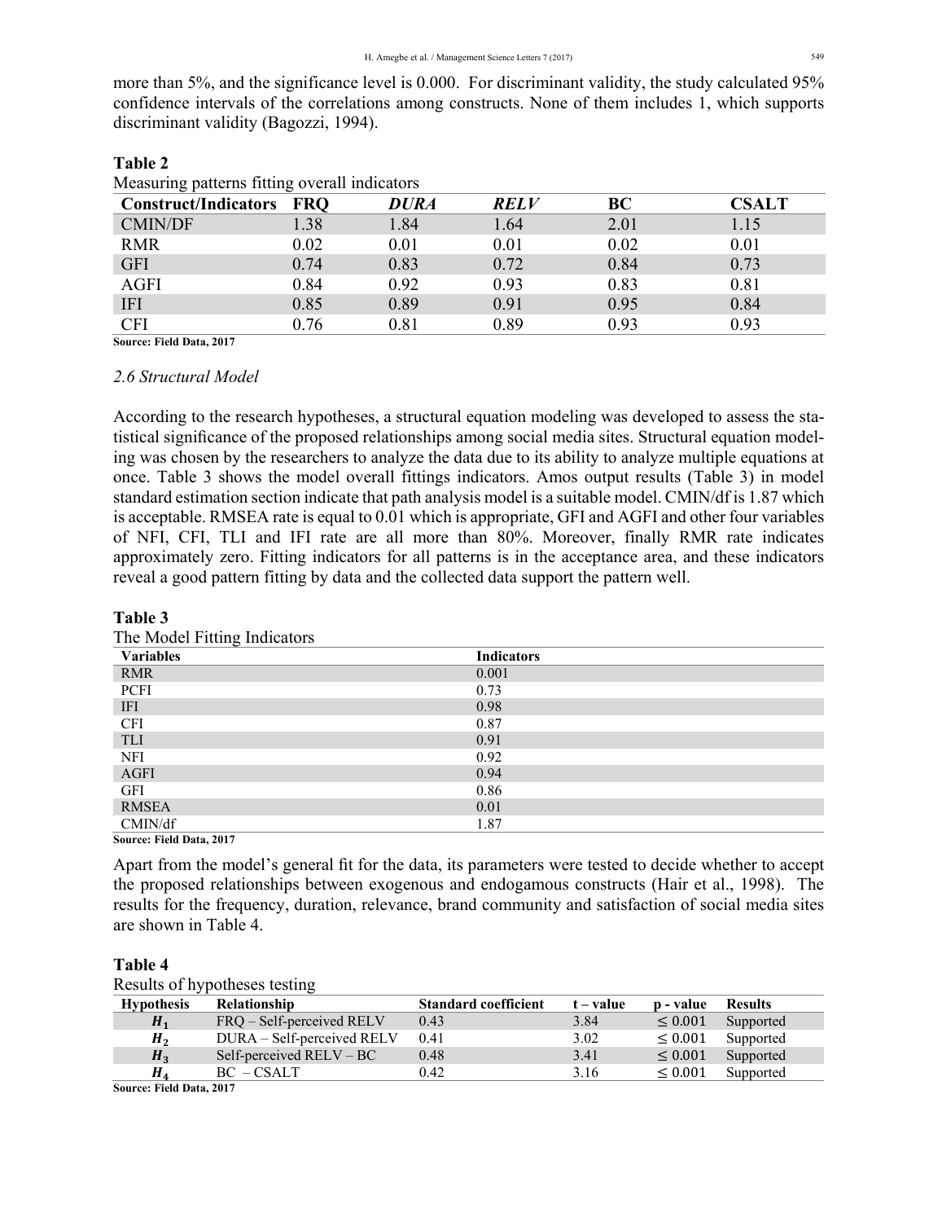more than 5%, and the significance level is 0.000. For discriminant validity, the study calculated 95% confidence intervals of the correlations among constructs. None of them includes 1, which supports discriminant validity (Bagozzi, 1994).

**Table 2**
Measuring patterns fitting overall indicators

| Construct/Indicators | FRQ | *DURA* | *RELV* | BC | CSALT |
|---|---|---|---|---|---|
| CMIN/DF | 1.38 | 1.84 | 1.64 | 2.01 | 1.15 |
| RMR | 0.02 | 0.01 | 0.01 | 0.02 | 0.01 |
| GFI | 0.74 | 0.83 | 0.72 | 0.84 | 0.73 |
| AGFI | 0.84 | 0.92 | 0.93 | 0.83 | 0.81 |
| IFI | 0.85 | 0.89 | 0.91 | 0.95 | 0.84 |
| CFI | 0.76 | 0.81 | 0.89 | 0.93 | 0.93 |

**Source: Field Data, 2017**

### *2.6 Structural Model*

According to the research hypotheses, a structural equation modeling was developed to assess the statistical significance of the proposed relationships among social media sites. Structural equation modeling was chosen by the researchers to analyze the data due to its ability to analyze multiple equations at once. Table 3 shows the model overall fittings indicators. Amos output results (Table 3) in model standard estimation section indicate that path analysis model is a suitable model. CMIN/df is 1.87 which is acceptable. RMSEA rate is equal to 0.01 which is appropriate, GFI and AGFI and other four variables of NFI, CFI, TLI and IFI rate are all more than 80%. Moreover, finally RMR rate indicates approximately zero. Fitting indicators for all patterns is in the acceptance area, and these indicators reveal a good pattern fitting by data and the collected data support the pattern well.

**Table 3**
The Model Fitting Indicators

| Variables | Indicators |
|---|---|
| RMR | 0.001 |
| PCFI | 0.73 |
| IFI | 0.98 |
| CFI | 0.87 |
| TLI | 0.91 |
| NFI | 0.92 |
| AGFI | 0.94 |
| GFI | 0.86 |
| RMSEA | 0.01 |
| CMIN/df | 1.87 |

**Source: Field Data, 2017**

Apart from the model's general fit for the data, its parameters were tested to decide whether to accept the proposed relationships between exogenous and endogamous constructs (Hair et al., 1998). The results for the frequency, duration, relevance, brand community and satisfaction of social media sites are shown in Table 4.

**Table 4**
Results of hypotheses testing

| Hypothesis | Relationship | Standard coefficient | t – value | p - value | Results |
|---|---|---|---|---|---|
| $H_1$ | FRQ – Self-perceived RELV | 0.43 | 3.84 | ≤ 0.001 | Supported |
| $H_2$ | DURA – Self-perceived RELV | 0.41 | 3.02 | ≤ 0.001 | Supported |
| $H_3$ | Self-perceived RELV – BC | 0.48 | 3.41 | ≤ 0.001 | Supported |
| $H_4$ | BC – CSALT | 0.42 | 3.16 | ≤ 0.001 | Supported |

**Source: Field Data, 2017**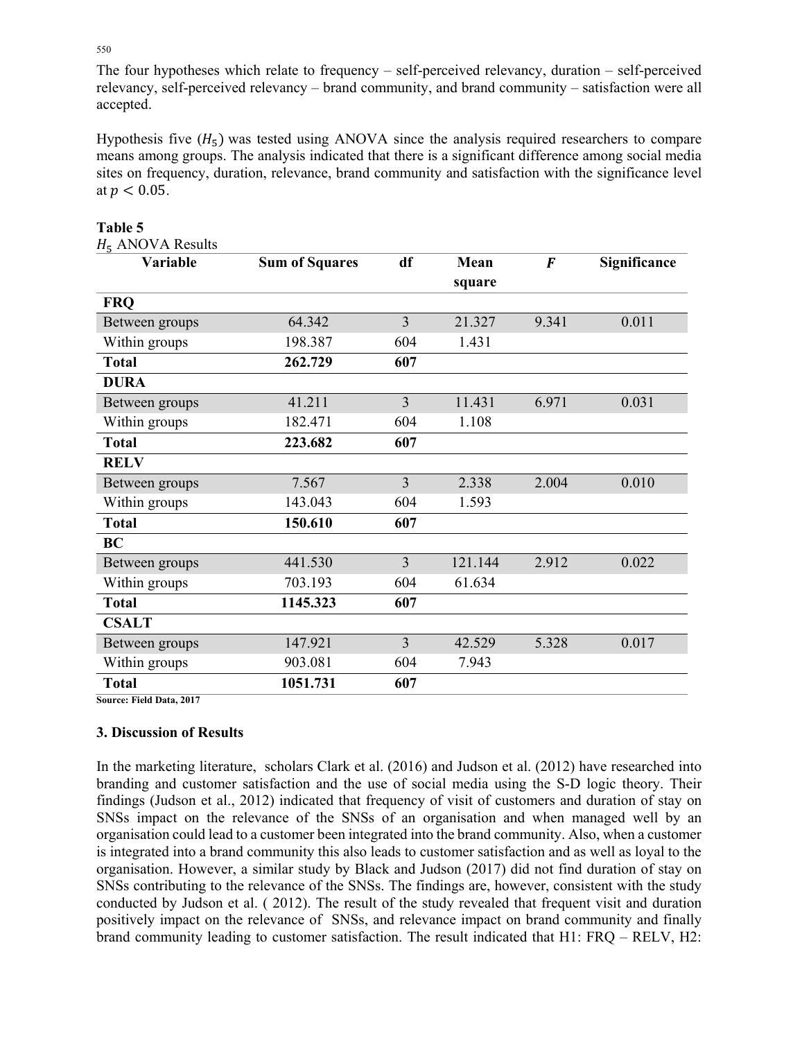The four hypotheses which relate to frequency – self-perceived relevancy, duration – self-perceived relevancy, self-perceived relevancy – brand community, and brand community – satisfaction were all accepted.

Hypothesis five ($H_5$) was tested using ANOVA since the analysis required researchers to compare means among groups. The analysis indicated that there is a significant difference among social media sites on frequency, duration, relevance, brand community and satisfaction with the significance level at $p < 0.05$.

**Table 5**

$H_5$ ANOVA Results

| Variable | Sum of Squares | df | Mean square | *F* | Significance |
|---|---|---|---|---|---|
| **FRQ** | | | | | |
| Between groups | 64.342 | 3 | 21.327 | 9.341 | 0.011 |
| Within groups | 198.387 | 604 | 1.431 | | |
| **Total** | **262.729** | **607** | | | |
| **DURA** | | | | | |
| Between groups | 41.211 | 3 | 11.431 | 6.971 | 0.031 |
| Within groups | 182.471 | 604 | 1.108 | | |
| **Total** | **223.682** | **607** | | | |
| **RELV** | | | | | |
| Between groups | 7.567 | 3 | 2.338 | 2.004 | 0.010 |
| Within groups | 143.043 | 604 | 1.593 | | |
| **Total** | **150.610** | **607** | | | |
| **BC** | | | | | |
| Between groups | 441.530 | 3 | 121.144 | 2.912 | 0.022 |
| Within groups | 703.193 | 604 | 61.634 | | |
| **Total** | **1145.323** | **607** | | | |
| **CSALT** | | | | | |
| Between groups | 147.921 | 3 | 42.529 | 5.328 | 0.017 |
| Within groups | 903.081 | 604 | 7.943 | | |
| **Total** | **1051.731** | **607** | | | |

**Source: Field Data, 2017**

### 3. Discussion of Results

In the marketing literature, scholars Clark et al. (2016) and Judson et al. (2012) have researched into branding and customer satisfaction and the use of social media using the S-D logic theory. Their findings (Judson et al., 2012) indicated that frequency of visit of customers and duration of stay on SNSs impact on the relevance of the SNSs of an organisation and when managed well by an organisation could lead to a customer been integrated into the brand community. Also, when a customer is integrated into a brand community this also leads to customer satisfaction and as well as loyal to the organisation. However, a similar study by Black and Judson (2017) did not find duration of stay on SNSs contributing to the relevance of the SNSs. The findings are, however, consistent with the study conducted by Judson et al. ( 2012). The result of the study revealed that frequent visit and duration positively impact on the relevance of SNSs, and relevance impact on brand community and finally brand community leading to customer satisfaction. The result indicated that H1: FRQ – RELV, H2: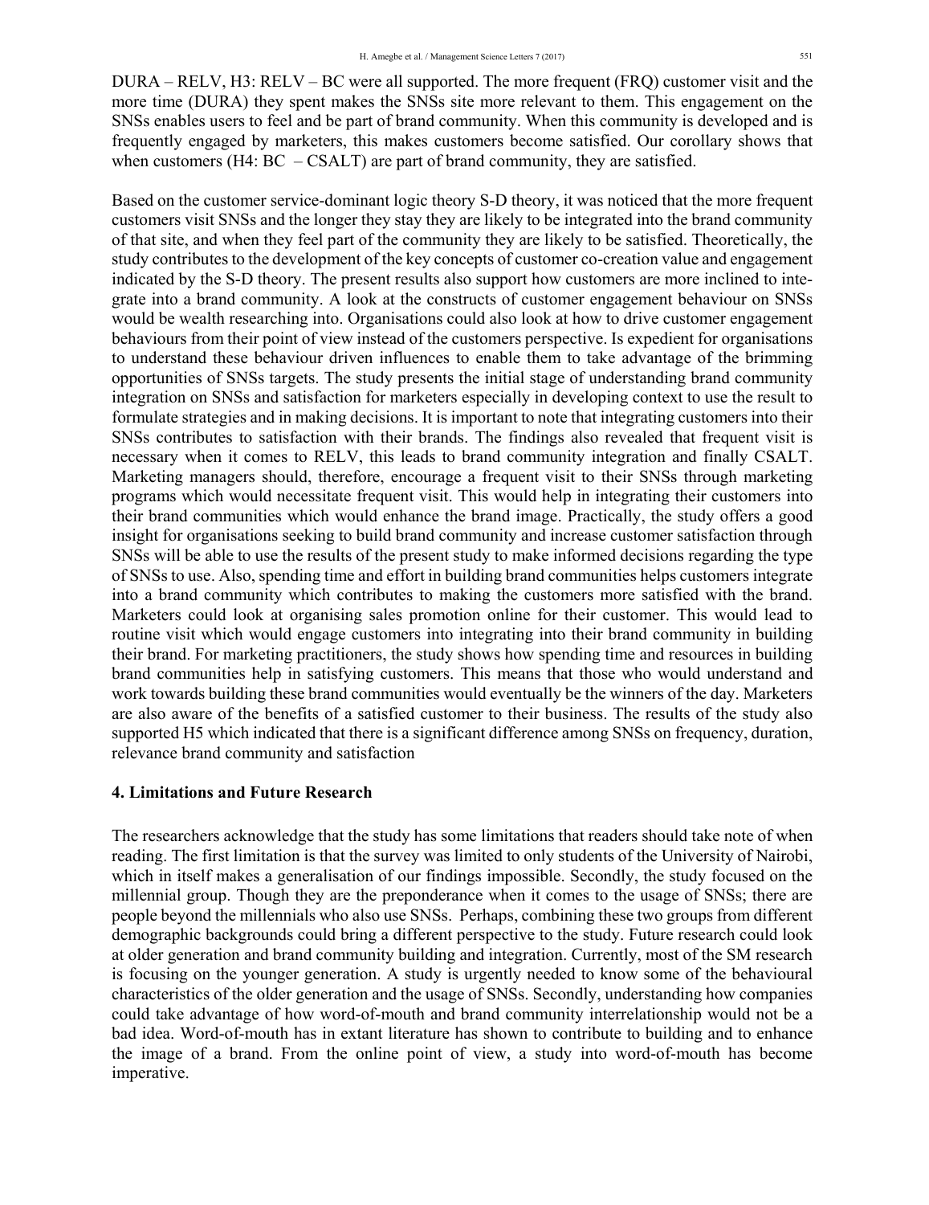DURA – RELV, H3: RELV – BC were all supported. The more frequent (FRQ) customer visit and the more time (DURA) they spent makes the SNSs site more relevant to them. This engagement on the SNSs enables users to feel and be part of brand community. When this community is developed and is frequently engaged by marketers, this makes customers become satisfied. Our corollary shows that when customers (H4: BC – CSALT) are part of brand community, they are satisfied.

Based on the customer service-dominant logic theory S-D theory, it was noticed that the more frequent customers visit SNSs and the longer they stay they are likely to be integrated into the brand community of that site, and when they feel part of the community they are likely to be satisfied. Theoretically, the study contributes to the development of the key concepts of customer co-creation value and engagement indicated by the S-D theory. The present results also support how customers are more inclined to integrate into a brand community. A look at the constructs of customer engagement behaviour on SNSs would be wealth researching into. Organisations could also look at how to drive customer engagement behaviours from their point of view instead of the customers perspective. Is expedient for organisations to understand these behaviour driven influences to enable them to take advantage of the brimming opportunities of SNSs targets. The study presents the initial stage of understanding brand community integration on SNSs and satisfaction for marketers especially in developing context to use the result to formulate strategies and in making decisions. It is important to note that integrating customers into their SNSs contributes to satisfaction with their brands. The findings also revealed that frequent visit is necessary when it comes to RELV, this leads to brand community integration and finally CSALT. Marketing managers should, therefore, encourage a frequent visit to their SNSs through marketing programs which would necessitate frequent visit. This would help in integrating their customers into their brand communities which would enhance the brand image. Practically, the study offers a good insight for organisations seeking to build brand community and increase customer satisfaction through SNSs will be able to use the results of the present study to make informed decisions regarding the type of SNSs to use. Also, spending time and effort in building brand communities helps customers integrate into a brand community which contributes to making the customers more satisfied with the brand. Marketers could look at organising sales promotion online for their customer. This would lead to routine visit which would engage customers into integrating into their brand community in building their brand. For marketing practitioners, the study shows how spending time and resources in building brand communities help in satisfying customers. This means that those who would understand and work towards building these brand communities would eventually be the winners of the day. Marketers are also aware of the benefits of a satisfied customer to their business. The results of the study also supported H5 which indicated that there is a significant difference among SNSs on frequency, duration, relevance brand community and satisfaction

## 4. Limitations and Future Research

The researchers acknowledge that the study has some limitations that readers should take note of when reading. The first limitation is that the survey was limited to only students of the University of Nairobi, which in itself makes a generalisation of our findings impossible. Secondly, the study focused on the millennial group. Though they are the preponderance when it comes to the usage of SNSs; there are people beyond the millennials who also use SNSs. Perhaps, combining these two groups from different demographic backgrounds could bring a different perspective to the study. Future research could look at older generation and brand community building and integration. Currently, most of the SM research is focusing on the younger generation. A study is urgently needed to know some of the behavioural characteristics of the older generation and the usage of SNSs. Secondly, understanding how companies could take advantage of how word-of-mouth and brand community interrelationship would not be a bad idea. Word-of-mouth has in extant literature has shown to contribute to building and to enhance the image of a brand. From the online point of view, a study into word-of-mouth has become imperative.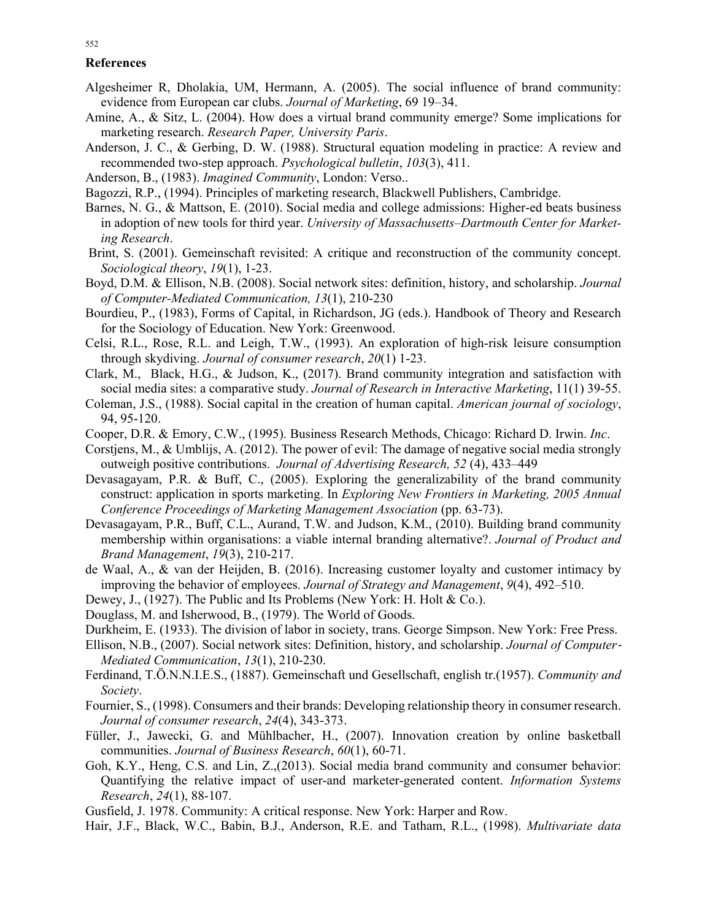## References

Algesheimer R, Dholakia, UM, Hermann, A. (2005). The social influence of brand community: evidence from European car clubs. *Journal of Marketing*, 69 19–34.

Amine, A., & Sitz, L. (2004). How does a virtual brand community emerge? Some implications for marketing research. *Research Paper, University Paris*.

Anderson, J. C., & Gerbing, D. W. (1988). Structural equation modeling in practice: A review and recommended two-step approach. *Psychological bulletin*, *103*(3), 411.

Anderson, B., (1983). *Imagined Community*, London: Verso..

Bagozzi, R.P., (1994). Principles of marketing research, Blackwell Publishers, Cambridge.

Barnes, N. G., & Mattson, E. (2010). Social media and college admissions: Higher-ed beats business in adoption of new tools for third year. *University of Massachusetts–Dartmouth Center for Marketing Research*.

Brint, S. (2001). Gemeinschaft revisited: A critique and reconstruction of the community concept. *Sociological theory*, *19*(1), 1-23.

Boyd, D.M. & Ellison, N.B. (2008). Social network sites: definition, history, and scholarship. *Journal of Computer-Mediated Communication, 13*(1), 210-230

Bourdieu, P., (1983), Forms of Capital, in Richardson, JG (eds.). Handbook of Theory and Research for the Sociology of Education. New York: Greenwood.

Celsi, R.L., Rose, R.L. and Leigh, T.W., (1993). An exploration of high-risk leisure consumption through skydiving. *Journal of consumer research*, *20*(1) 1-23.

Clark, M., Black, H.G., & Judson, K., (2017). Brand community integration and satisfaction with social media sites: a comparative study. *Journal of Research in Interactive Marketing*, 11(1) 39-55.

Coleman, J.S., (1988). Social capital in the creation of human capital. *American journal of sociology*, 94, 95-120.

Cooper, D.R. & Emory, C.W., (1995). Business Research Methods, Chicago: Richard D. Irwin. *Inc*.

Corstjens, M., & Umblijs, A. (2012). The power of evil: The damage of negative social media strongly outweigh positive contributions. *Journal of Advertising Research, 52* (4), 433–449

Devasagayam, P.R. & Buff, C., (2005). Exploring the generalizability of the brand community construct: application in sports marketing. In *Exploring New Frontiers in Marketing, 2005 Annual Conference Proceedings of Marketing Management Association* (pp. 63-73).

Devasagayam, P.R., Buff, C.L., Aurand, T.W. and Judson, K.M., (2010). Building brand community membership within organisations: a viable internal branding alternative?. *Journal of Product and Brand Management*, *19*(3), 210-217.

de Waal, A., & van der Heijden, B. (2016). Increasing customer loyalty and customer intimacy by improving the behavior of employees. *Journal of Strategy and Management*, *9*(4), 492–510.

Dewey, J., (1927). The Public and Its Problems (New York: H. Holt & Co.).

Douglass, M. and Isherwood, B., (1979). The World of Goods.

Durkheim, E. (1933). The division of labor in society, trans. George Simpson. New York: Free Press.

Ellison, N.B., (2007). Social network sites: Definition, history, and scholarship. *Journal of Computer-Mediated Communication*, *13*(1), 210-230.

Ferdinand, T.Ö.N.N.I.E.S., (1887). Gemeinschaft und Gesellschaft, english tr.(1957). *Community and Society*.

Fournier, S., (1998). Consumers and their brands: Developing relationship theory in consumer research. *Journal of consumer research*, *24*(4), 343-373.

Füller, J., Jawecki, G. and Mühlbacher, H., (2007). Innovation creation by online basketball communities. *Journal of Business Research*, *60*(1), 60-71.

Goh, K.Y., Heng, C.S. and Lin, Z.,(2013). Social media brand community and consumer behavior: Quantifying the relative impact of user-and marketer-generated content. *Information Systems Research*, *24*(1), 88-107.

Gusfield, J. 1978. Community: A critical response. New York: Harper and Row.

Hair, J.F., Black, W.C., Babin, B.J., Anderson, R.E. and Tatham, R.L., (1998). *Multivariate data*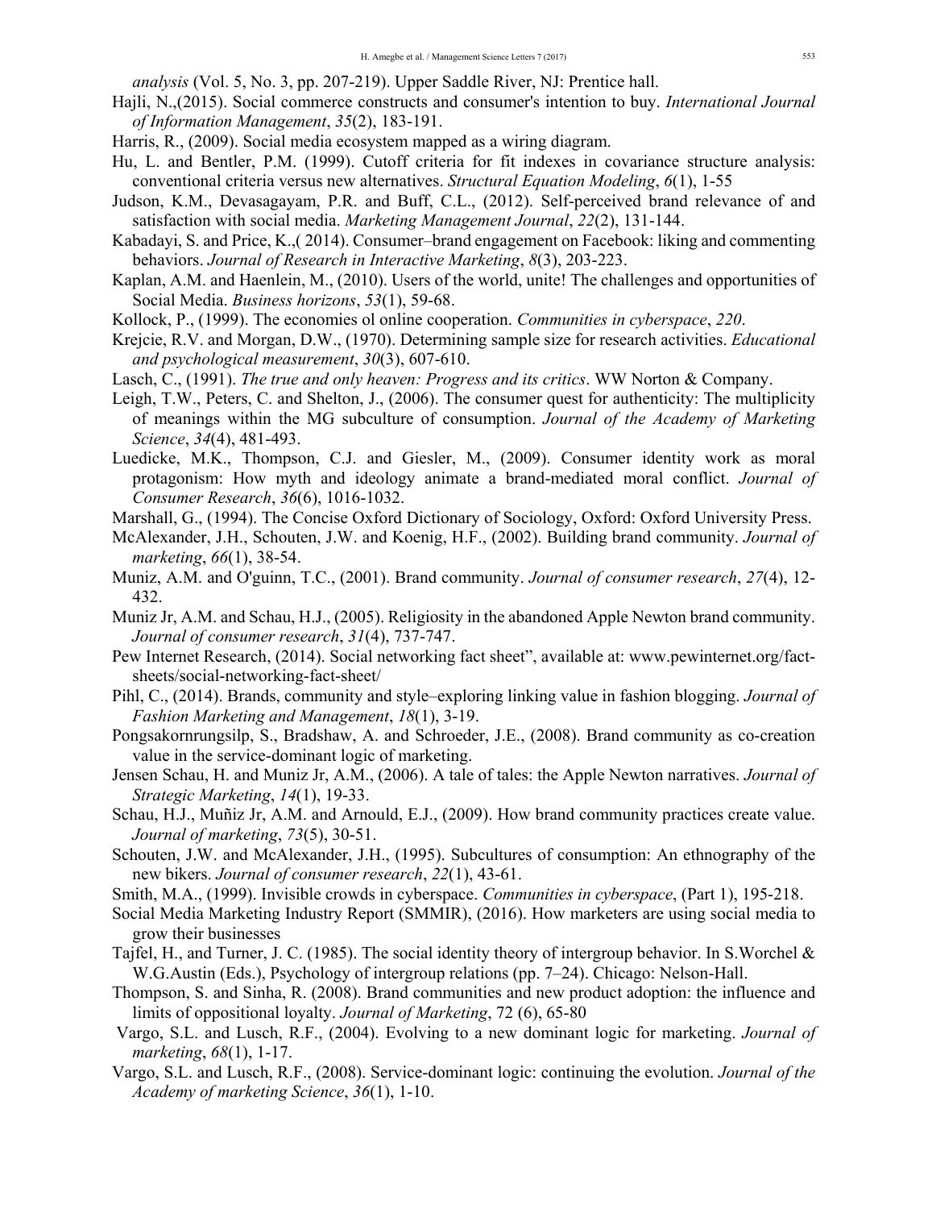*analysis* (Vol. 5, No. 3, pp. 207-219). Upper Saddle River, NJ: Prentice hall.

Hajli, N.,(2015). Social commerce constructs and consumer's intention to buy. *International Journal of Information Management*, *35*(2), 183-191.

Harris, R., (2009). Social media ecosystem mapped as a wiring diagram.

Hu, L. and Bentler, P.M. (1999). Cutoff criteria for fit indexes in covariance structure analysis: conventional criteria versus new alternatives. *Structural Equation Modeling*, *6*(1), 1-55

Judson, K.M., Devasagayam, P.R. and Buff, C.L., (2012). Self-perceived brand relevance of and satisfaction with social media. *Marketing Management Journal*, *22*(2), 131-144.

Kabadayi, S. and Price, K.,( 2014). Consumer–brand engagement on Facebook: liking and commenting behaviors. *Journal of Research in Interactive Marketing*, *8*(3), 203-223.

Kaplan, A.M. and Haenlein, M., (2010). Users of the world, unite! The challenges and opportunities of Social Media. *Business horizons*, *53*(1), 59-68.

Kollock, P., (1999). The economies ol online cooperation. *Communities in cyberspace*, *220*.

Krejcie, R.V. and Morgan, D.W., (1970). Determining sample size for research activities. *Educational and psychological measurement*, *30*(3), 607-610.

Lasch, C., (1991). *The true and only heaven: Progress and its critics*. WW Norton & Company.

Leigh, T.W., Peters, C. and Shelton, J., (2006). The consumer quest for authenticity: The multiplicity of meanings within the MG subculture of consumption. *Journal of the Academy of Marketing Science*, *34*(4), 481-493.

Luedicke, M.K., Thompson, C.J. and Giesler, M., (2009). Consumer identity work as moral protagonism: How myth and ideology animate a brand-mediated moral conflict. *Journal of Consumer Research*, *36*(6), 1016-1032.

Marshall, G., (1994). The Concise Oxford Dictionary of Sociology, Oxford: Oxford University Press.

McAlexander, J.H., Schouten, J.W. and Koenig, H.F., (2002). Building brand community. *Journal of marketing*, *66*(1), 38-54.

Muniz, A.M. and O'guinn, T.C., (2001). Brand community. *Journal of consumer research*, *27*(4), 12-432.

Muniz Jr, A.M. and Schau, H.J., (2005). Religiosity in the abandoned Apple Newton brand community. *Journal of consumer research*, *31*(4), 737-747.

Pew Internet Research, (2014). Social networking fact sheet", available at: www.pewinternet.org/fact-sheets/social-networking-fact-sheet/

Pihl, C., (2014). Brands, community and style–exploring linking value in fashion blogging. *Journal of Fashion Marketing and Management*, *18*(1), 3-19.

Pongsakornrungsilp, S., Bradshaw, A. and Schroeder, J.E., (2008). Brand community as co-creation value in the service-dominant logic of marketing.

Jensen Schau, H. and Muniz Jr, A.M., (2006). A tale of tales: the Apple Newton narratives. *Journal of Strategic Marketing*, *14*(1), 19-33.

Schau, H.J., Muñiz Jr, A.M. and Arnould, E.J., (2009). How brand community practices create value. *Journal of marketing*, *73*(5), 30-51.

Schouten, J.W. and McAlexander, J.H., (1995). Subcultures of consumption: An ethnography of the new bikers. *Journal of consumer research*, *22*(1), 43-61.

Smith, M.A., (1999). Invisible crowds in cyberspace. *Communities in cyberspace*, (Part 1), 195-218.

Social Media Marketing Industry Report (SMMIR), (2016). How marketers are using social media to grow their businesses

Tajfel, H., and Turner, J. C. (1985). The social identity theory of intergroup behavior. In S.Worchel & W.G.Austin (Eds.), Psychology of intergroup relations (pp. 7–24). Chicago: Nelson-Hall.

Thompson, S. and Sinha, R. (2008). Brand communities and new product adoption: the influence and limits of oppositional loyalty. *Journal of Marketing*, 72 (6), 65-80

Vargo, S.L. and Lusch, R.F., (2004). Evolving to a new dominant logic for marketing. *Journal of marketing*, *68*(1), 1-17.

Vargo, S.L. and Lusch, R.F., (2008). Service-dominant logic: continuing the evolution. *Journal of the Academy of marketing Science*, *36*(1), 1-10.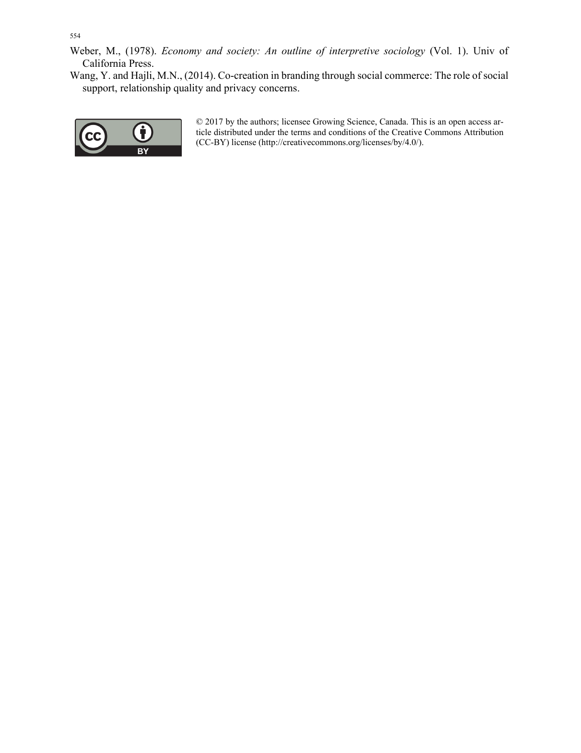Weber, M., (1978). *Economy and society: An outline of interpretive sociology* (Vol. 1). Univ of California Press.

Wang, Y. and Hajli, M.N., (2014). Co-creation in branding through social commerce: The role of social support, relationship quality and privacy concerns.

© 2017 by the authors; licensee Growing Science, Canada. This is an open access article distributed under the terms and conditions of the Creative Commons Attribution (CC-BY) license (http://creativecommons.org/licenses/by/4.0/).